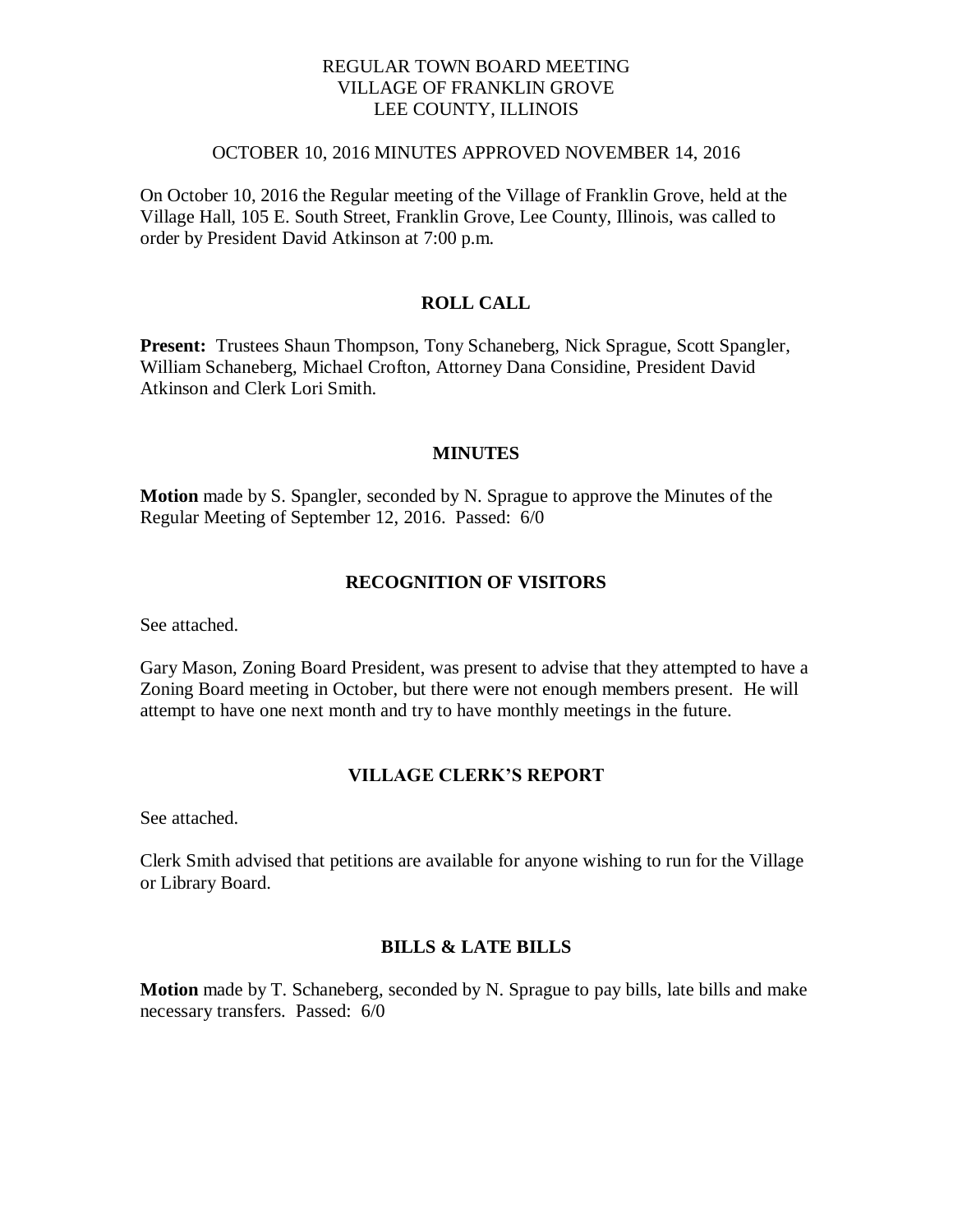# REGULAR TOWN BOARD MEETING
# VILLAGE OF FRANKLIN GROVE
# LEE COUNTY, ILLINOIS

OCTOBER 10, 2016 MINUTES APPROVED NOVEMBER 14, 2016

On October 10, 2016 the Regular meeting of the Village of Franklin Grove, held at the Village Hall, 105 E. South Street, Franklin Grove, Lee County, Illinois, was called to order by President David Atkinson at 7:00 p.m.

## ROLL CALL

**Present:** Trustees Shaun Thompson, Tony Schaneberg, Nick Sprague, Scott Spangler, William Schaneberg, Michael Crofton, Attorney Dana Considine, President David Atkinson and Clerk Lori Smith.

## MINUTES

**Motion** made by S. Spangler, seconded by N. Sprague to approve the Minutes of the Regular Meeting of September 12, 2016. Passed: 6/0

## RECOGNITION OF VISITORS

See attached.

Gary Mason, Zoning Board President, was present to advise that they attempted to have a Zoning Board meeting in October, but there were not enough members present. He will attempt to have one next month and try to have monthly meetings in the future.

## VILLAGE CLERK'S REPORT

See attached.

Clerk Smith advised that petitions are available for anyone wishing to run for the Village or Library Board.

## BILLS & LATE BILLS

**Motion** made by T. Schaneberg, seconded by N. Sprague to pay bills, late bills and make necessary transfers. Passed: 6/0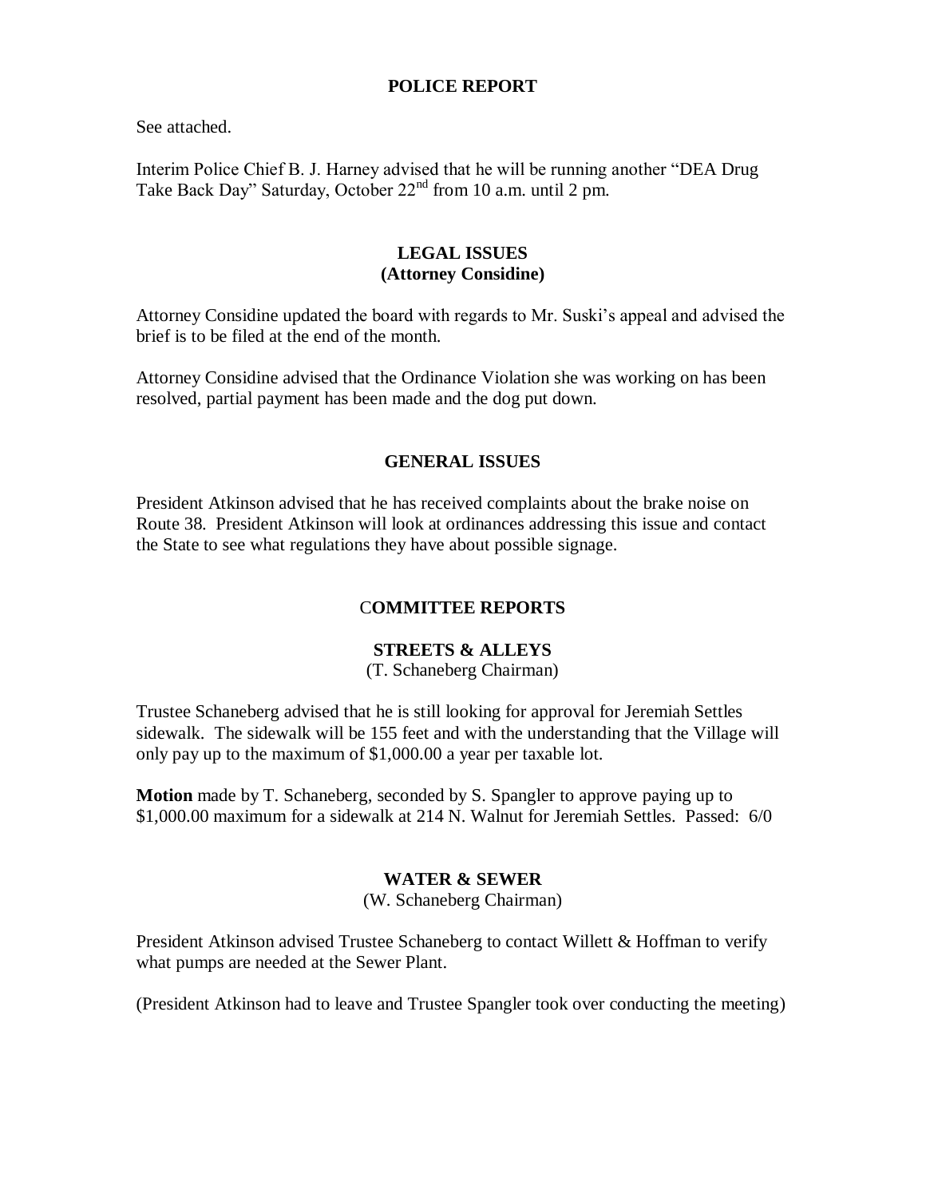## POLICE REPORT

See attached.

Interim Police Chief B. J. Harney advised that he will be running another "DEA Drug Take Back Day" Saturday, October 22nd from 10 a.m. until 2 pm.

## LEGAL ISSUES
## (Attorney Considine)

Attorney Considine updated the board with regards to Mr. Suski's appeal and advised the brief is to be filed at the end of the month.

Attorney Considine advised that the Ordinance Violation she was working on has been resolved, partial payment has been made and the dog put down.

## GENERAL ISSUES

President Atkinson advised that he has received complaints about the brake noise on Route 38. President Atkinson will look at ordinances addressing this issue and contact the State to see what regulations they have about possible signage.

## COMMITTEE REPORTS

### STREETS & ALLEYS

(T. Schaneberg Chairman)

Trustee Schaneberg advised that he is still looking for approval for Jeremiah Settles sidewalk. The sidewalk will be 155 feet and with the understanding that the Village will only pay up to the maximum of $1,000.00 a year per taxable lot.

**Motion** made by T. Schaneberg, seconded by S. Spangler to approve paying up to $1,000.00 maximum for a sidewalk at 214 N. Walnut for Jeremiah Settles. Passed: 6/0

### WATER & SEWER

(W. Schaneberg Chairman)

President Atkinson advised Trustee Schaneberg to contact Willett & Hoffman to verify what pumps are needed at the Sewer Plant.

(President Atkinson had to leave and Trustee Spangler took over conducting the meeting)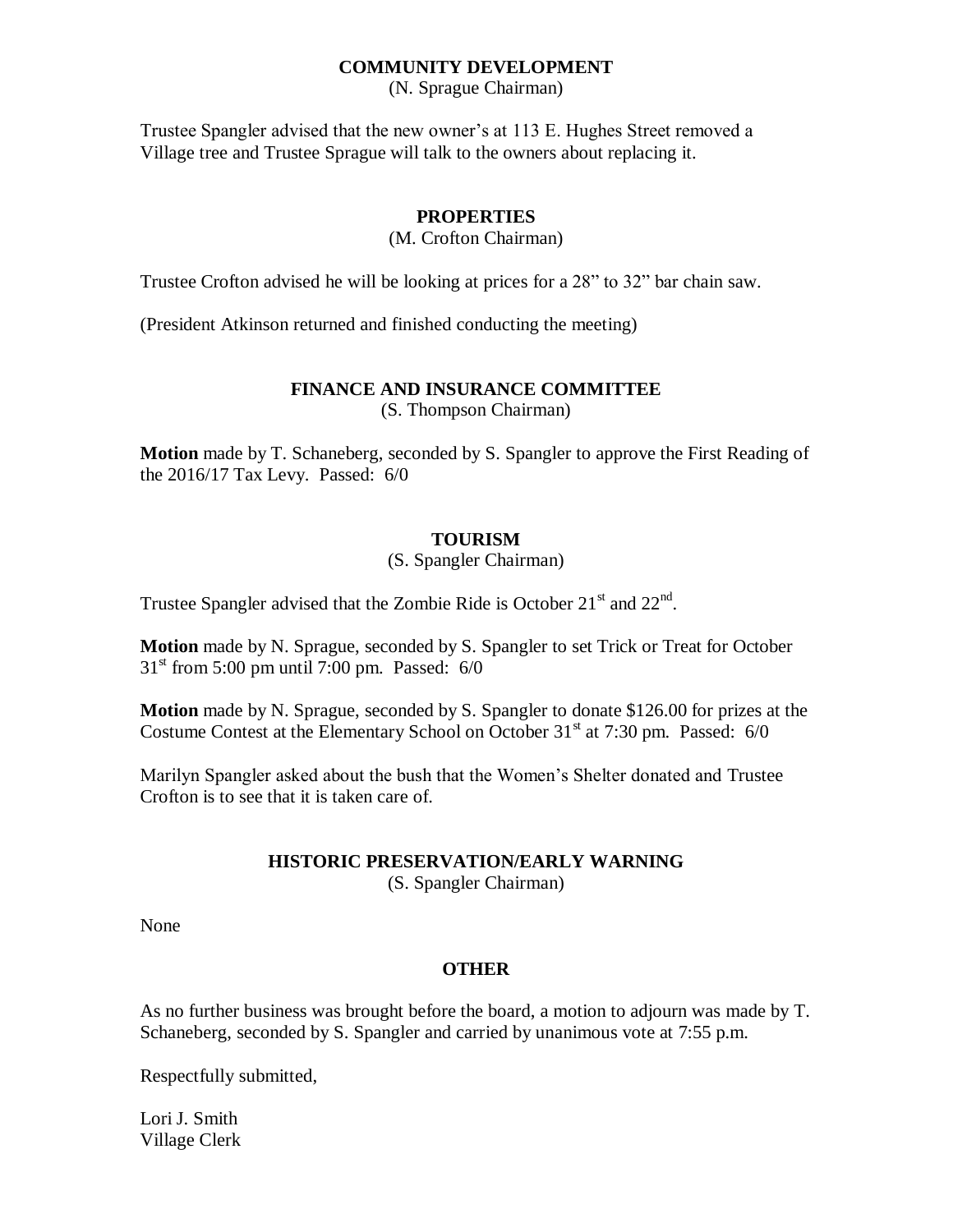**COMMUNITY DEVELOPMENT**
(N. Sprague Chairman)

Trustee Spangler advised that the new owner's at 113 E. Hughes Street removed a Village tree and Trustee Sprague will talk to the owners about replacing it.

**PROPERTIES**
(M. Crofton Chairman)

Trustee Crofton advised he will be looking at prices for a 28" to 32" bar chain saw.

(President Atkinson returned and finished conducting the meeting)

**FINANCE AND INSURANCE COMMITTEE**
(S. Thompson Chairman)

**Motion** made by T. Schaneberg, seconded by S. Spangler to approve the First Reading of the 2016/17 Tax Levy. Passed: 6/0

**TOURISM**
(S. Spangler Chairman)

Trustee Spangler advised that the Zombie Ride is October 21st and 22nd.

**Motion** made by N. Sprague, seconded by S. Spangler to set Trick or Treat for October 31st from 5:00 pm until 7:00 pm. Passed: 6/0

**Motion** made by N. Sprague, seconded by S. Spangler to donate $126.00 for prizes at the Costume Contest at the Elementary School on October 31st at 7:30 pm. Passed: 6/0

Marilyn Spangler asked about the bush that the Women's Shelter donated and Trustee Crofton is to see that it is taken care of.

**HISTORIC PRESERVATION/EARLY WARNING**
(S. Spangler Chairman)

None

**OTHER**

As no further business was brought before the board, a motion to adjourn was made by T. Schaneberg, seconded by S. Spangler and carried by unanimous vote at 7:55 p.m.

Respectfully submitted,

Lori J. Smith
Village Clerk